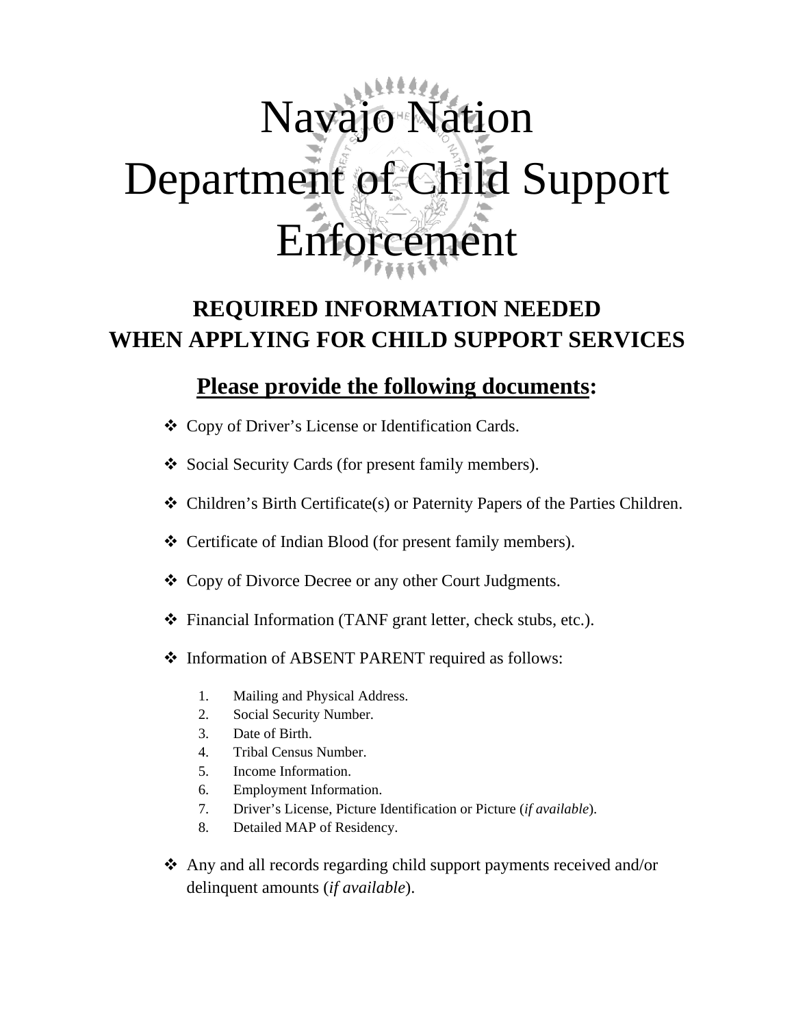# Navajo Nation Department of Child Support Enforcement

## REQUIRED INFORMATION NEEDED WHEN APPLYING FOR CHILD SUPPORT SERVICES

### **Please provide the following documents:**

- Copy of Driver's License or Identification Cards.
- Social Security Cards (for present family members).
- Children's Birth Certificate(s) or Paternity Papers of the Parties Children.
- Certificate of Indian Blood (for present family members).
- Copy of Divorce Decree or any other Court Judgments.
- Financial Information (TANF grant letter, check stubs, etc.).
- Information of ABSENT PARENT required as follows:
  1. Mailing and Physical Address.
  2. Social Security Number.
  3. Date of Birth.
  4. Tribal Census Number.
  5. Income Information.
  6. Employment Information.
  7. Driver's License, Picture Identification or Picture (*if available*).
  8. Detailed MAP of Residency.
- Any and all records regarding child support payments received and/or delinquent amounts (*if available*).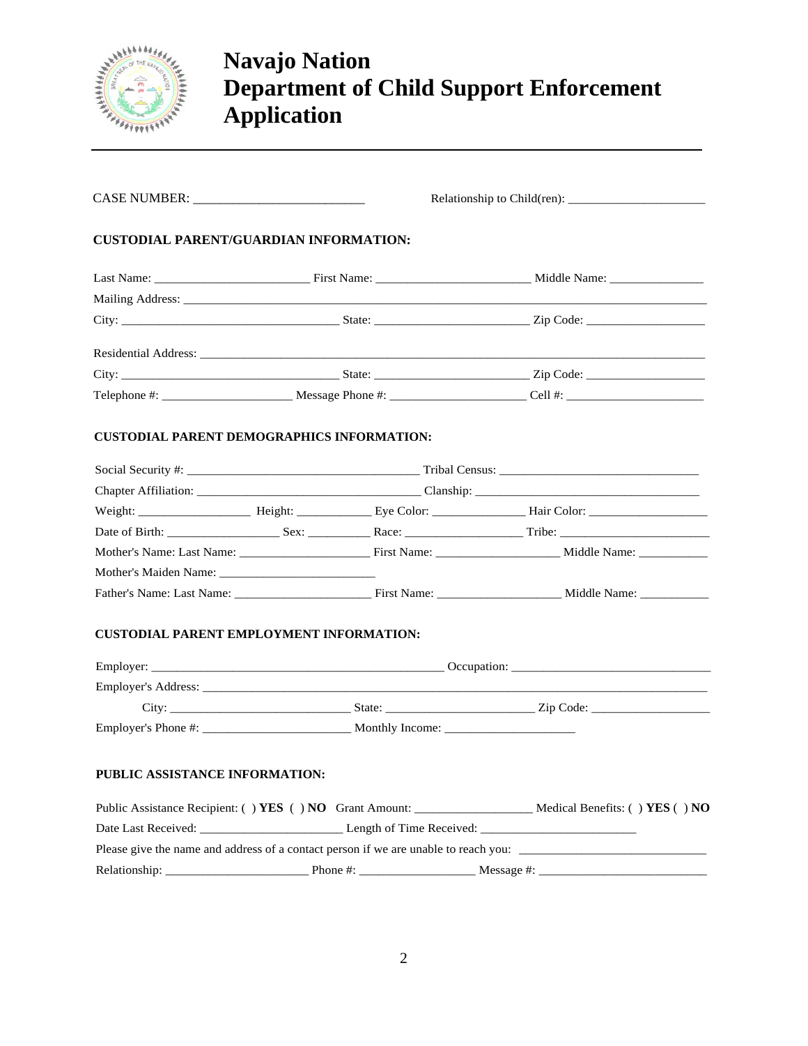# Navajo Nation
# Department of Child Support Enforcement
# Application

CASE NUMBER: __________________________ Relationship to Child(ren): ______________________

**CUSTODIAL PARENT/GUARDIAN INFORMATION:**

Last Name: ________________________ First Name: ________________________ Middle Name: _______________

Mailing Address: ________________________________________________________________________________

City: ___________________________________ State: ________________________ Zip Code: ___________________

Residential Address: ______________________________________________________________________________

City: ___________________________________ State: ________________________ Zip Code: ___________________

Telephone #: ____________________ Message Phone #: _____________________ Cell #: ______________________

**CUSTODIAL PARENT DEMOGRAPHICS INFORMATION:**

Social Security #: ____________________________________ Tribal Census: _______________________________

Chapter Affiliation: ____________________________________ Clanship: __________________________________

Weight: _________________ Height: ____________ Eye Color: ______________ Hair Color: __________________

Date of Birth: __________________ Sex: __________ Race: __________________ Tribe: ______________________

Mother's Name: Last Name: ____________________ First Name: ___________________ Middle Name: ___________

Mother's Maiden Name: _________________________

Father's Name: Last Name: _____________________ First Name: ___________________ Middle Name: ___________

**CUSTODIAL PARENT EMPLOYMENT INFORMATION:**

Employer: ______________________________________________ Occupation: _______________________________

Employer's Address: _______________________________________________________________________________

City: ____________________________ State: _______________________ Zip Code: ___________________

Employer's Phone #: _______________________ Monthly Income: ____________________

**PUBLIC ASSISTANCE INFORMATION:**

Public Assistance Recipient: ( ) **YES** ( ) **NO** Grant Amount: __________________ Medical Benefits: ( ) **YES** ( ) **NO**

Date Last Received: _______________________ Length of Time Received: _________________________

Please give the name and address of a contact person if we are unable to reach you: ______________________________

Relationship: ______________________ Phone #: __________________ Message #: __________________________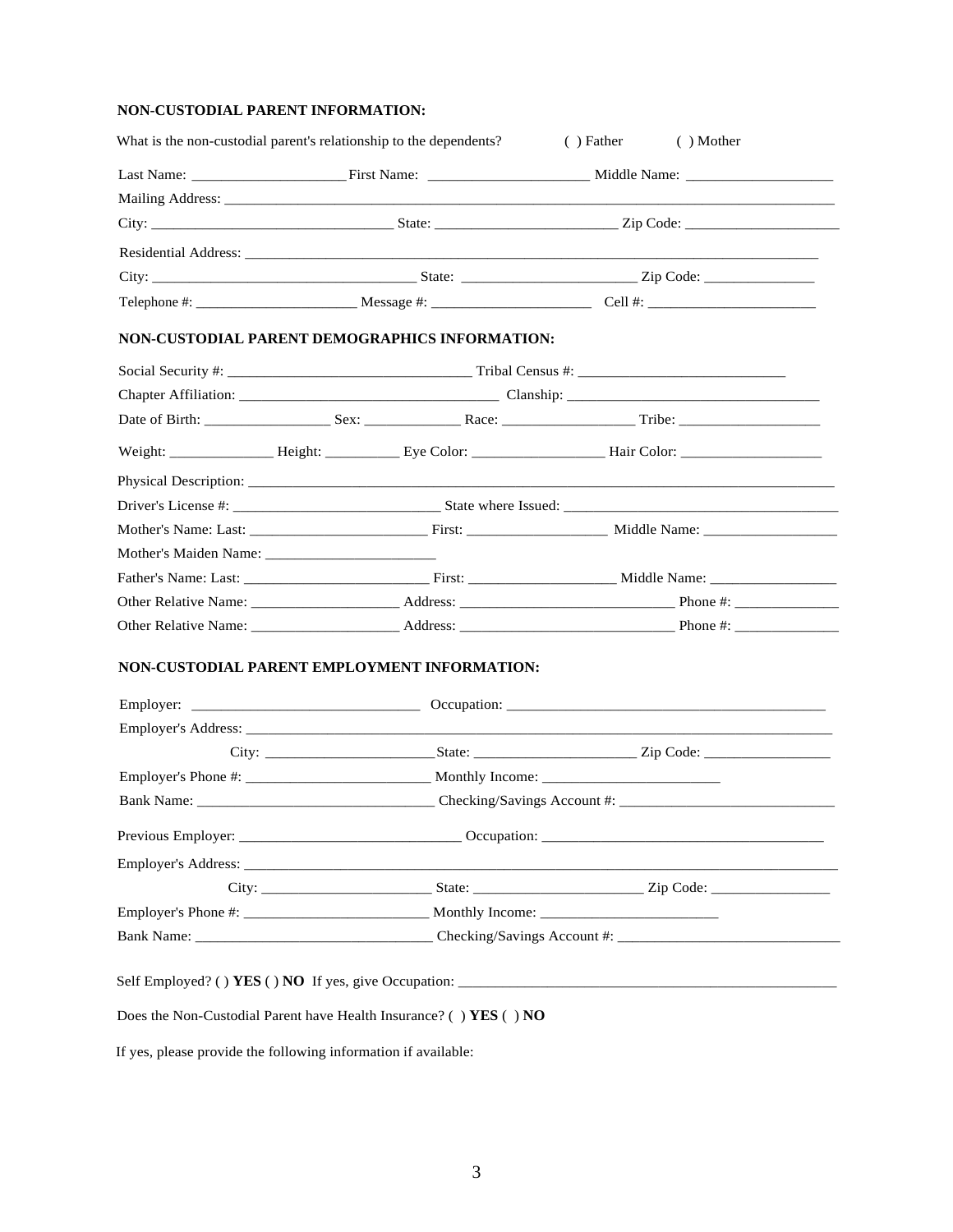**NON-CUSTODIAL PARENT INFORMATION:**

What is the non-custodial parent's relationship to the dependents? ( ) Father ( ) Mother

Last Name: ____________________ First Name: ____________________ Middle Name: ____________________

Mailing Address: ________________________________________________________________________________

City: ________________________________ State: ________________________ Zip Code: ____________________

Residential Address: _____________________________________________________________________________

City: ____________________________________ State: ______________________ Zip Code: _______________

Telephone #: _____________________ Message #: _____________________ Cell #: ______________________

**NON-CUSTODIAL PARENT DEMOGRAPHICS INFORMATION:**

Social Security #: ________________________________ Tribal Census #: ___________________________

Chapter Affiliation: __________________________________ Clanship: __________________________________

Date of Birth: _________________ Sex: _____________ Race: _________________ Tribe: ___________________

Weight: ______________ Height: __________ Eye Color: _________________ Hair Color: ___________________

Physical Description: ______________________________________________________________________________

Driver's License #: ___________________________ State where Issued: ____________________________________

Mother's Name: Last: _______________________ First: __________________ Middle Name: _________________

Mother's Maiden Name: _______________________

Father's Name: Last: ________________________ First: ___________________ Middle Name: _________________

Other Relative Name: ___________________ Address: ____________________________ Phone #: _____________

Other Relative Name: ___________________ Address: ____________________________ Phone #: _____________

**NON-CUSTODIAL PARENT EMPLOYMENT INFORMATION:**

Employer: ______________________________ Occupation: ___________________________________________

Employer's Address: ______________________________________________________________________________

City: ______________________ State: _____________________ Zip Code: _________________

Employer's Phone #: ________________________ Monthly Income: _______________________

Bank Name: _________________________________ Checking/Savings Account #: _____________________________

Previous Employer: ______________________________ Occupation: _____________________________________

Employer's Address: ______________________________________________________________________________

City: ______________________ State: ______________________ Zip Code: ________________

Employer's Phone #: ________________________ Monthly Income: ________________________

Bank Name: _______________________________ Checking/Savings Account #: ______________________________

Self Employed? ( ) **YES** ( ) **NO** If yes, give Occupation: ____________________________________________________

Does the Non-Custodial Parent have Health Insurance? ( ) **YES** ( ) **NO**

If yes, please provide the following information if available: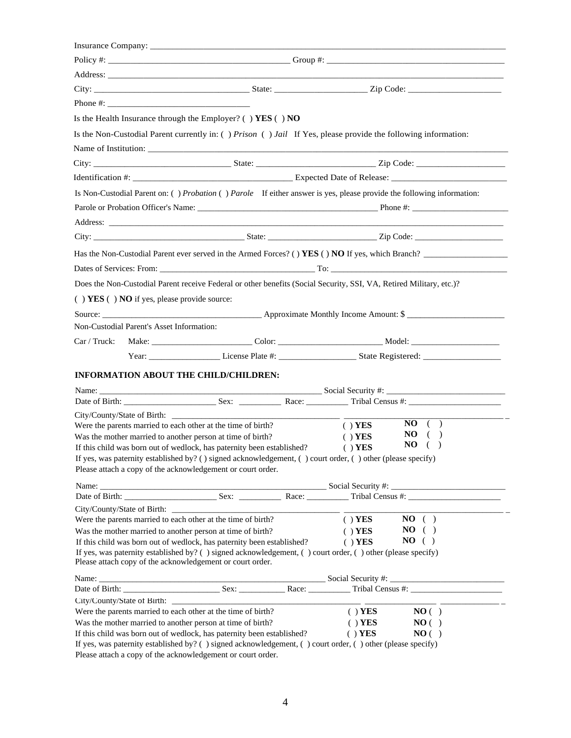Insurance Company: ___________________________________________________________________________

Policy #: ________________________________________ Group #: ________________________________________

Address: ___________________________________________________________________________________

City: __________________________________ State: ____________________ Zip Code: ____________________

Phone #: _______________________________

Is the Health Insurance through the Employer? ( ) **YES** ( ) **NO**

Is the Non-Custodial Parent currently in: ( ) *Prison* ( ) *Jail* If Yes, please provide the following information:

Name of Institution: _________________________________________________________________________

City: ______________________________ State: _________________________ Zip Code: ____________________

Identification #: ___________________________________ Expected Date of Release: _________________________

Is Non-Custodial Parent on: ( ) *Probation* ( ) *Parole* If either answer is yes, please provide the following information:

Parole or Probation Officer's Name: __________________________________________ Phone #: _____________________

Address: ___________________________________________________________________________________

City: _________________________________ State: ________________________ Zip Code: ____________________

Has the Non-Custodial Parent ever served in the Armed Forces? ( ) **YES** ( ) **NO** If yes, which Branch? ___________________

Dates of Services: From: ___________________________________ To: ________________________________________

Does the Non-Custodial Parent receive Federal or other benefits (Social Security, SSI, VA, Retired Military, etc.)?

( ) **YES** ( ) **NO** if yes, please provide source:

Source: _____________________________________ Approximate Monthly Income Amount: $ ______________________

Non-Custodial Parent's Asset Information:

Car / Truck: Make: _______________________ Color: _______________________ Model: ____________________

Year: ________________ License Plate #: _________________ State Registered: _________________

**INFORMATION ABOUT THE CHILD/CHILDREN:**

Name: _____________________________________________________ Social Security #: ___________________________

Date of Birth: _____________________ Sex: __________ Race: __________ Tribal Census #: ______________________

City/County/State of Birth: _________________________________________________________________________

Were the parents married to each other at the time of birth? ( ) **YES** **NO** ( )

Was the mother married to another person at time of birth? ( ) **YES** **NO** ( )

If this child was born out of wedlock, has paternity been established? ( ) **YES** **NO** ( )

If yes, was paternity established by? ( ) signed acknowledgement, ( ) court order, ( ) other (please specify)

Please attach a copy of the acknowledgement or court order.

Name: _____________________________________________________ Social Security #: ___________________________

Date of Birth: _____________________ Sex: __________ Race: __________ Tribal Census #: ______________________

City/County/State of Birth: _________________________________________________________________________

Were the parents married to each other at the time of birth? ( ) **YES** **NO** ( )

Was the mother married to another person at time of birth? ( ) **YES** **NO** ( )

If this child was born out of wedlock, has paternity been established? ( ) **YES** **NO** ( )

If yes, was paternity established by? ( ) signed acknowledgement, ( ) court order, ( ) other (please specify)

Please attach copy of the acknowledgement or court order.

Name: _____________________________________________________ Social Security #: ___________________________

Date of Birth: ______________________ Sex: ___________ Race: __________ Tribal Census #: ______________________

City/County/State of Birth: _________________________________________________________________________

Were the parents married to each other at the time of birth? ( ) **YES** **NO** ( )

Was the mother married to another person at time of birth? ( ) **YES** **NO** ( )

If this child was born out of wedlock, has paternity been established? ( ) **YES** **NO** ( )

If yes, was paternity established by? ( ) signed acknowledgement, ( ) court order, ( ) other (please specify)

Please attach a copy of the acknowledgement or court order.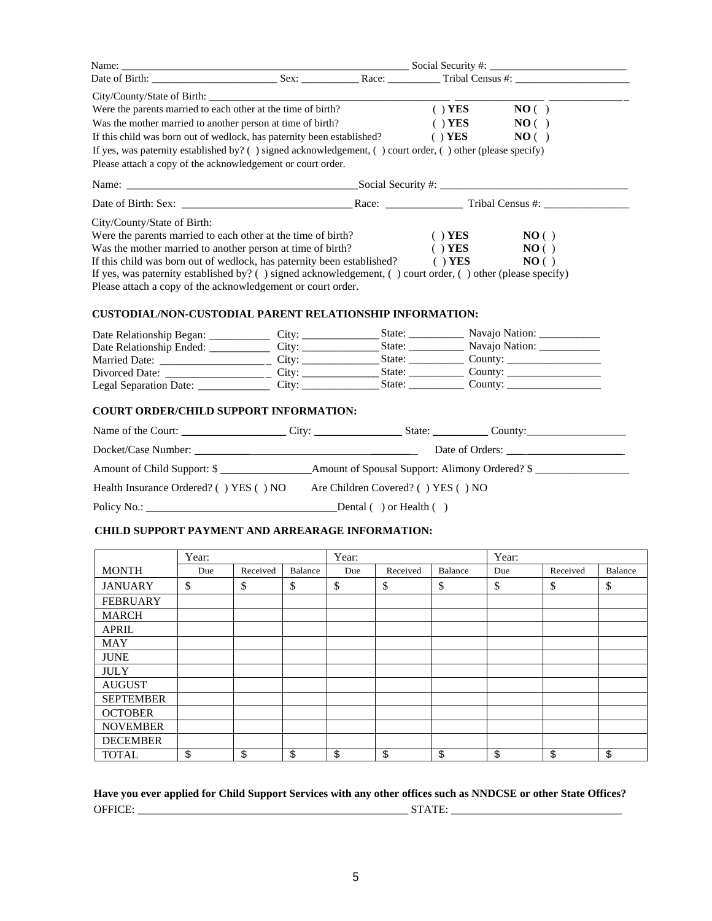Name: ________________________________________________________ Social Security #: __________________________

Date of Birth: _______________________ Sex: __________ Race: _________ Tribal Census #: ______________________

City/County/State of Birth: _______________________________________________ ________________ ______________

Were the parents married to each other at the time of birth? ( ) **YES** **NO** ( )

Was the mother married to another person at time of birth? ( ) **YES** **NO** ( )

If this child was born out of wedlock, has paternity been established? ( ) **YES** **NO** ( )

If yes, was paternity established by? ( ) signed acknowledgement, ( ) court order, ( ) other (please specify)

Please attach a copy of the acknowledgement or court order.

Name: ____________________________________________Social Security #: __________________________________

Date of Birth: Sex: _______________________________ Race: ______________ Tribal Census #: _______________

City/County/State of Birth:

Were the parents married to each other at the time of birth? ( ) **YES** **NO** ( )

Was the mother married to another person at time of birth? ( ) **YES** **NO** ( )

If this child was born out of wedlock, has paternity been established? ( ) **YES** **NO** ( )

If yes, was paternity established by? ( ) signed acknowledgement, ( ) court order, ( ) other (please specify)

Please attach a copy of the acknowledgement or court order.

**CUSTODIAL/NON-CUSTODIAL PARENT RELATIONSHIP INFORMATION:**

Date Relationship Began: __________ City: _____________ State: _________ Navajo Nation: ___________

Date Relationship Ended: __________ City: _____________ State: _________ Navajo Nation: ___________

Married Date: __________________ City: _____________ State: _________ County: ________________

Divorced Date: __________________ City: _____________ State: _________ County: ________________

Legal Separation Date: ____________ City: _____________ State: _________ County: ________________

**COURT ORDER/CHILD SUPPORT INFORMATION:**

Name of the Court: __________________ City: _______________ State: __________ County:__________________

Docket/Case Number: __________________________________ Date of Orders: ___ _________________

Amount of Child Support: $ ________________Amount of Spousal Support: Alimony Ordered? $ _________________

Health Insurance Ordered? ( ) YES ( ) NO Are Children Covered? ( ) YES ( ) NO

Policy No.: __________________________________Dental ( ) or Health ( )

**CHILD SUPPORT PAYMENT AND ARREARAGE INFORMATION:**

| | Year: | | | Year: | | | Year: | | |
|---|---|---|---|---|---|---|---|---|---|
| MONTH | Due | Received | Balance | Due | Received | Balance | Due | Received | Balance |
| JANUARY | $ | $ | $ | $ | $ | $ | $ | $ | $ |
| FEBRUARY | | | | | | | | | |
| MARCH | | | | | | | | | |
| APRIL | | | | | | | | | |
| MAY | | | | | | | | | |
| JUNE | | | | | | | | | |
| JULY | | | | | | | | | |
| AUGUST | | | | | | | | | |
| SEPTEMBER | | | | | | | | | |
| OCTOBER | | | | | | | | | |
| NOVEMBER | | | | | | | | | |
| DECEMBER | | | | | | | | | |
| TOTAL | $ | $ | $ | $ | $ | $ | $ | $ | $ |

**Have you ever applied for Child Support Services with any other offices such as NNDCSE or other State Offices?**

OFFICE: __________________________________________________ STATE: ______________________________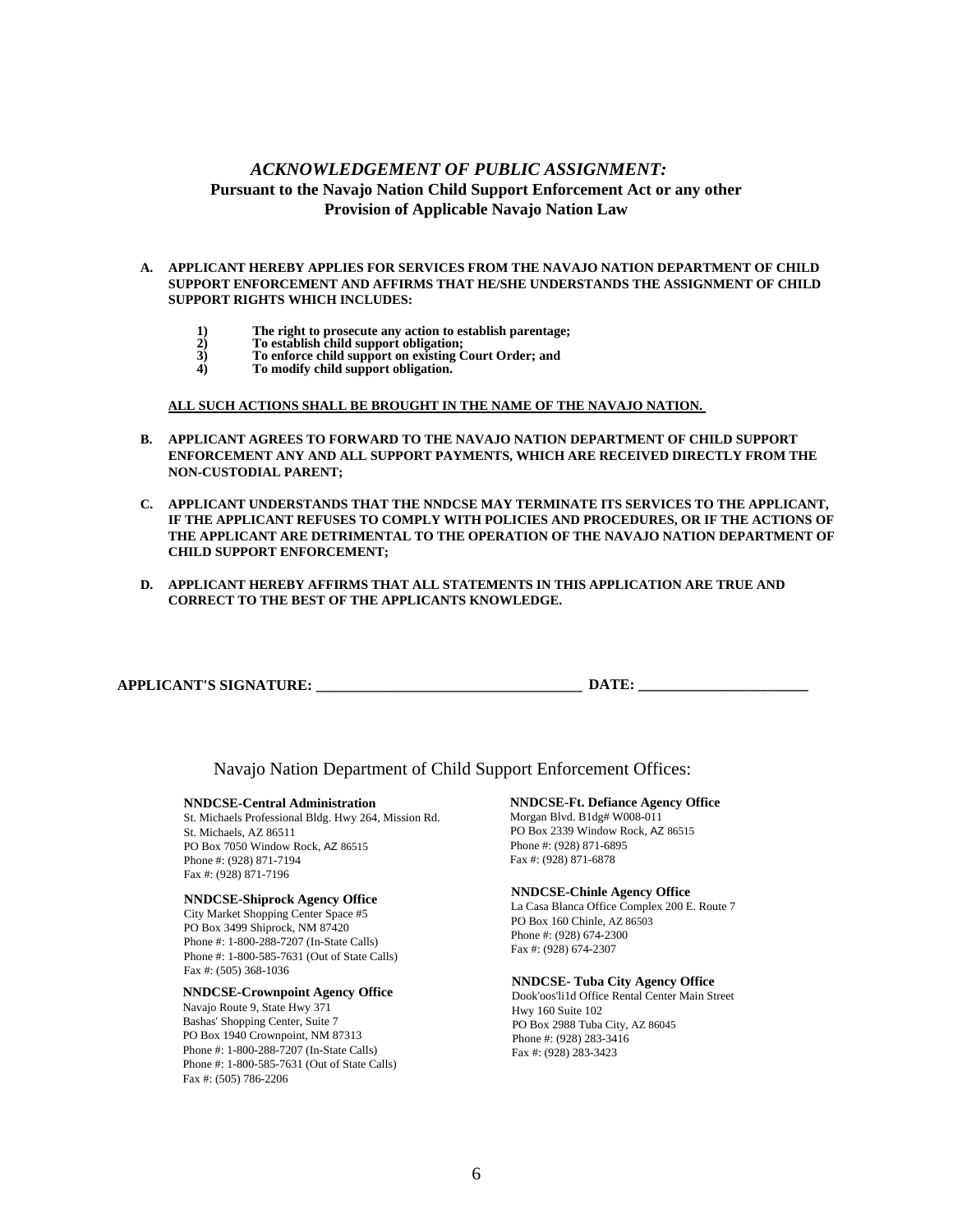## *ACKNOWLEDGEMENT OF PUBLIC ASSIGNMENT:*

### Pursuant to the Navajo Nation Child Support Enforcement Act or any other Provision of Applicable Navajo Nation Law

**A. APPLICANT HEREBY APPLIES FOR SERVICES FROM THE NAVAJO NATION DEPARTMENT OF CHILD SUPPORT ENFORCEMENT AND AFFIRMS THAT HE/SHE UNDERSTANDS THE ASSIGNMENT OF CHILD SUPPORT RIGHTS WHICH INCLUDES:**

1) **The right to prosecute any action to establish parentage;**
2) **To establish child support obligation;**
3) **To enforce child support on existing Court Order; and**
4) **To modify child support obligation.**

**<u>ALL SUCH ACTIONS SHALL BE BROUGHT IN THE NAME OF THE NAVAJO NATION.</u>**

**B. APPLICANT AGREES TO FORWARD TO THE NAVAJO NATION DEPARTMENT OF CHILD SUPPORT ENFORCEMENT ANY AND ALL SUPPORT PAYMENTS, WHICH ARE RECEIVED DIRECTLY FROM THE NON-CUSTODIAL PARENT;**

**C. APPLICANT UNDERSTANDS THAT THE NNDCSE MAY TERMINATE ITS SERVICES TO THE APPLICANT, IF THE APPLICANT REFUSES TO COMPLY WITH POLICIES AND PROCEDURES, OR IF THE ACTIONS OF THE APPLICANT ARE DETRIMENTAL TO THE OPERATION OF THE NAVAJO NATION DEPARTMENT OF CHILD SUPPORT ENFORCEMENT;**

**D. APPLICANT HEREBY AFFIRMS THAT ALL STATEMENTS IN THIS APPLICATION ARE TRUE AND CORRECT TO THE BEST OF THE APPLICANTS KNOWLEDGE.**

**APPLICANT'S SIGNATURE: ____________________________________ DATE: _______________________**

Navajo Nation Department of Child Support Enforcement Offices:

**NNDCSE-Central Administration**
St. Michaels Professional Bldg. Hwy 264, Mission Rd.
St. Michaels, AZ 86511
PO Box 7050 Window Rock, AZ 86515
Phone #: (928) 871-7194
Fax #: (928) 871-7196

**NNDCSE-Shiprock Agency Office**
City Market Shopping Center Space #5
PO Box 3499 Shiprock, NM 87420
Phone #: 1-800-288-7207 (In-State Calls)
Phone #: 1-800-585-7631 (Out of State Calls)
Fax #: (505) 368-1036

**NNDCSE-Crownpoint Agency Office**
Navajo Route 9, State Hwy 371
Bashas' Shopping Center, Suite 7
PO Box 1940 Crownpoint, NM 87313
Phone #: 1-800-288-7207 (In-State Calls)
Phone #: 1-800-585-7631 (Out of State Calls)
Fax #: (505) 786-2206

**NNDCSE-Ft. Defiance Agency Office**
Morgan Blvd. B1dg# W008-011
PO Box 2339 Window Rock, AZ 86515
Phone #: (928) 871-6895
Fax #: (928) 871-6878

**NNDCSE-Chinle Agency Office**
La Casa Blanca Office Complex 200 E. Route 7
PO Box 160 Chinle, AZ 86503
Phone #: (928) 674-2300
Fax #: (928) 674-2307

**NNDCSE- Tuba City Agency Office**
Dook'oos'li1d Office Rental Center Main Street
Hwy 160 Suite 102
PO Box 2988 Tuba City, AZ 86045
Phone #: (928) 283-3416
Fax #: (928) 283-3423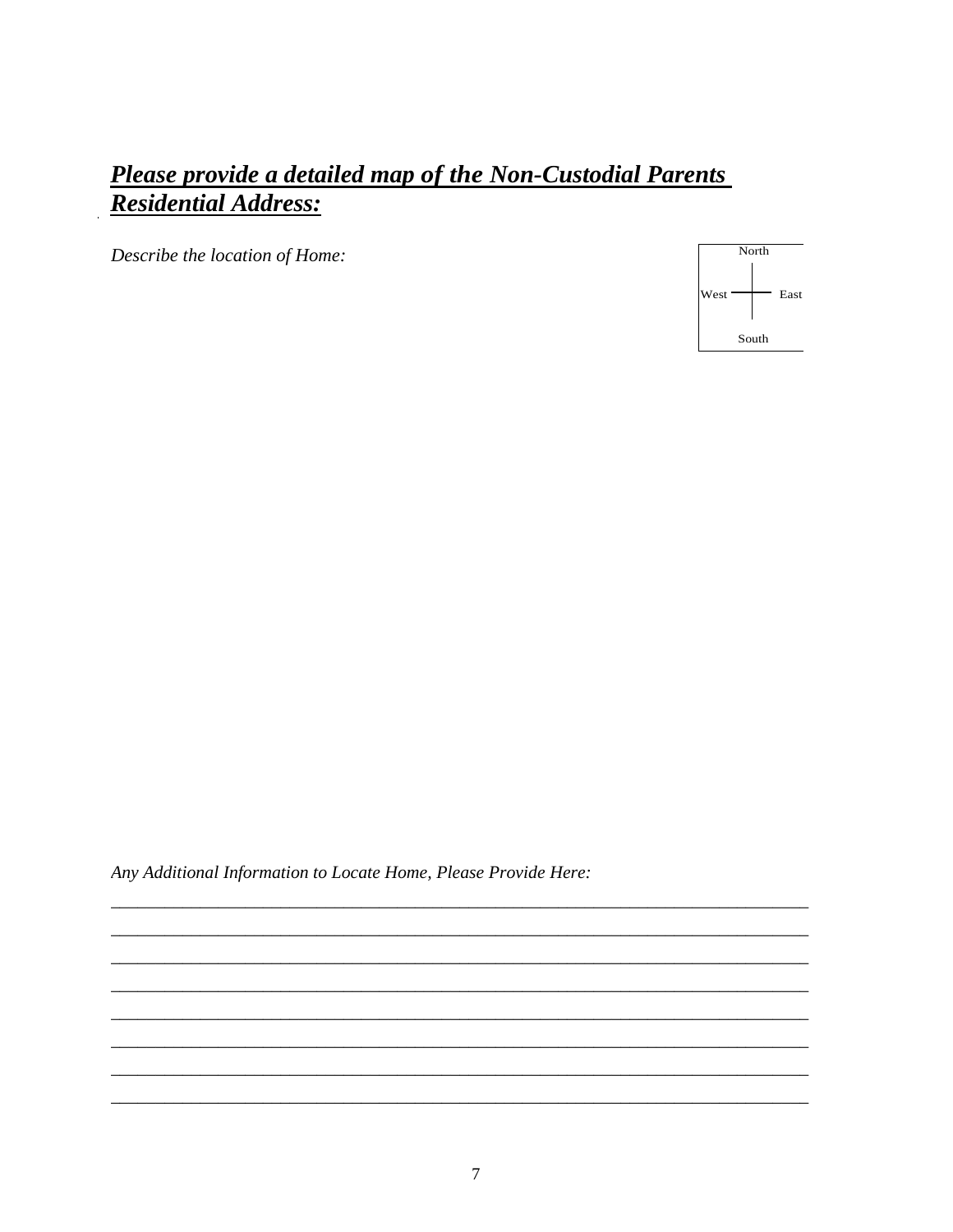## ***Please provide a detailed map of the Non-Custodial Parents Residential Address:***

*Describe the location of Home:*

North

West East

South

*Any Additional Information to Locate Home, Please Provide Here:*

\_\_\_\_\_\_\_\_\_\_\_\_\_\_\_\_\_\_\_\_\_\_\_\_\_\_\_\_\_\_\_\_\_\_\_\_\_\_\_\_\_\_\_\_\_\_\_\_\_\_\_\_\_\_\_\_\_\_\_\_\_\_\_\_\_\_\_\_\_\_\_\_\_\_\_\_

\_\_\_\_\_\_\_\_\_\_\_\_\_\_\_\_\_\_\_\_\_\_\_\_\_\_\_\_\_\_\_\_\_\_\_\_\_\_\_\_\_\_\_\_\_\_\_\_\_\_\_\_\_\_\_\_\_\_\_\_\_\_\_\_\_\_\_\_\_\_\_\_\_\_\_\_

\_\_\_\_\_\_\_\_\_\_\_\_\_\_\_\_\_\_\_\_\_\_\_\_\_\_\_\_\_\_\_\_\_\_\_\_\_\_\_\_\_\_\_\_\_\_\_\_\_\_\_\_\_\_\_\_\_\_\_\_\_\_\_\_\_\_\_\_\_\_\_\_\_\_\_\_

\_\_\_\_\_\_\_\_\_\_\_\_\_\_\_\_\_\_\_\_\_\_\_\_\_\_\_\_\_\_\_\_\_\_\_\_\_\_\_\_\_\_\_\_\_\_\_\_\_\_\_\_\_\_\_\_\_\_\_\_\_\_\_\_\_\_\_\_\_\_\_\_\_\_\_\_

\_\_\_\_\_\_\_\_\_\_\_\_\_\_\_\_\_\_\_\_\_\_\_\_\_\_\_\_\_\_\_\_\_\_\_\_\_\_\_\_\_\_\_\_\_\_\_\_\_\_\_\_\_\_\_\_\_\_\_\_\_\_\_\_\_\_\_\_\_\_\_\_\_\_\_\_

\_\_\_\_\_\_\_\_\_\_\_\_\_\_\_\_\_\_\_\_\_\_\_\_\_\_\_\_\_\_\_\_\_\_\_\_\_\_\_\_\_\_\_\_\_\_\_\_\_\_\_\_\_\_\_\_\_\_\_\_\_\_\_\_\_\_\_\_\_\_\_\_\_\_\_\_

\_\_\_\_\_\_\_\_\_\_\_\_\_\_\_\_\_\_\_\_\_\_\_\_\_\_\_\_\_\_\_\_\_\_\_\_\_\_\_\_\_\_\_\_\_\_\_\_\_\_\_\_\_\_\_\_\_\_\_\_\_\_\_\_\_\_\_\_\_\_\_\_\_\_\_\_

\_\_\_\_\_\_\_\_\_\_\_\_\_\_\_\_\_\_\_\_\_\_\_\_\_\_\_\_\_\_\_\_\_\_\_\_\_\_\_\_\_\_\_\_\_\_\_\_\_\_\_\_\_\_\_\_\_\_\_\_\_\_\_\_\_\_\_\_\_\_\_\_\_\_\_\_